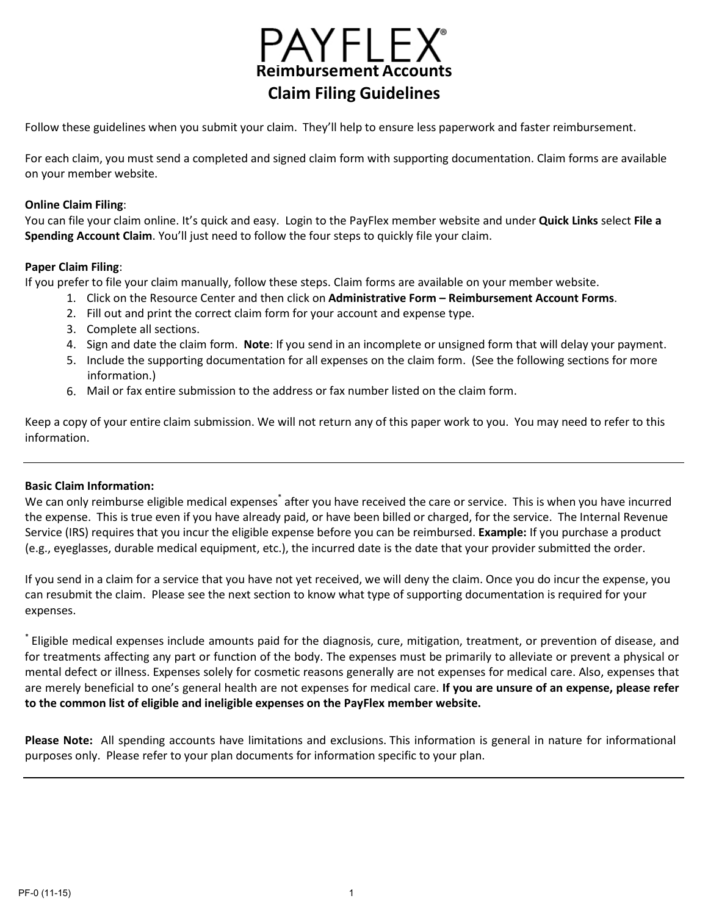# PAYFLEX®

## Reimbursement Accounts

## Claim Filing Guidelines

Follow these guidelines when you submit your claim. They'll help to ensure less paperwork and faster reimbursement.

For each claim, you must send a completed and signed claim form with supporting documentation. Claim forms are available on your member website.

**Online Claim Filing**:
You can file your claim online. It's quick and easy. Login to the PayFlex member website and under **Quick Links** select **File a Spending Account Claim**. You'll just need to follow the four steps to quickly file your claim.

**Paper Claim Filing**:
If you prefer to file your claim manually, follow these steps. Claim forms are available on your member website.

1. Click on the Resource Center and then click on **Administrative Form – Reimbursement Account Forms**.
2. Fill out and print the correct claim form for your account and expense type.
3. Complete all sections.
4. Sign and date the claim form. **Note**: If you send in an incomplete or unsigned form that will delay your payment.
5. Include the supporting documentation for all expenses on the claim form. (See the following sections for more information.)
6. Mail or fax entire submission to the address or fax number listed on the claim form.

Keep a copy of your entire claim submission. We will not return any of this paper work to you. You may need to refer to this information.

---

**Basic Claim Information:**
We can only reimburse eligible medical expenses* after you have received the care or service. This is when you have incurred the expense. This is true even if you have already paid, or have been billed or charged, for the service. The Internal Revenue Service (IRS) requires that you incur the eligible expense before you can be reimbursed. **Example:** If you purchase a product (e.g., eyeglasses, durable medical equipment, etc.), the incurred date is the date that your provider submitted the order.

If you send in a claim for a service that you have not yet received, we will deny the claim. Once you do incur the expense, you can resubmit the claim. Please see the next section to know what type of supporting documentation is required for your expenses.

* Eligible medical expenses include amounts paid for the diagnosis, cure, mitigation, treatment, or prevention of disease, and for treatments affecting any part or function of the body. The expenses must be primarily to alleviate or prevent a physical or mental defect or illness. Expenses solely for cosmetic reasons generally are not expenses for medical care. Also, expenses that are merely beneficial to one's general health are not expenses for medical care. **If you are unsure of an expense, please refer to the common list of eligible and ineligible expenses on the PayFlex member website.**

**Please Note:** All spending accounts have limitations and exclusions. This information is general in nature for informational purposes only. Please refer to your plan documents for information specific to your plan.

---

PF-0 (11-15)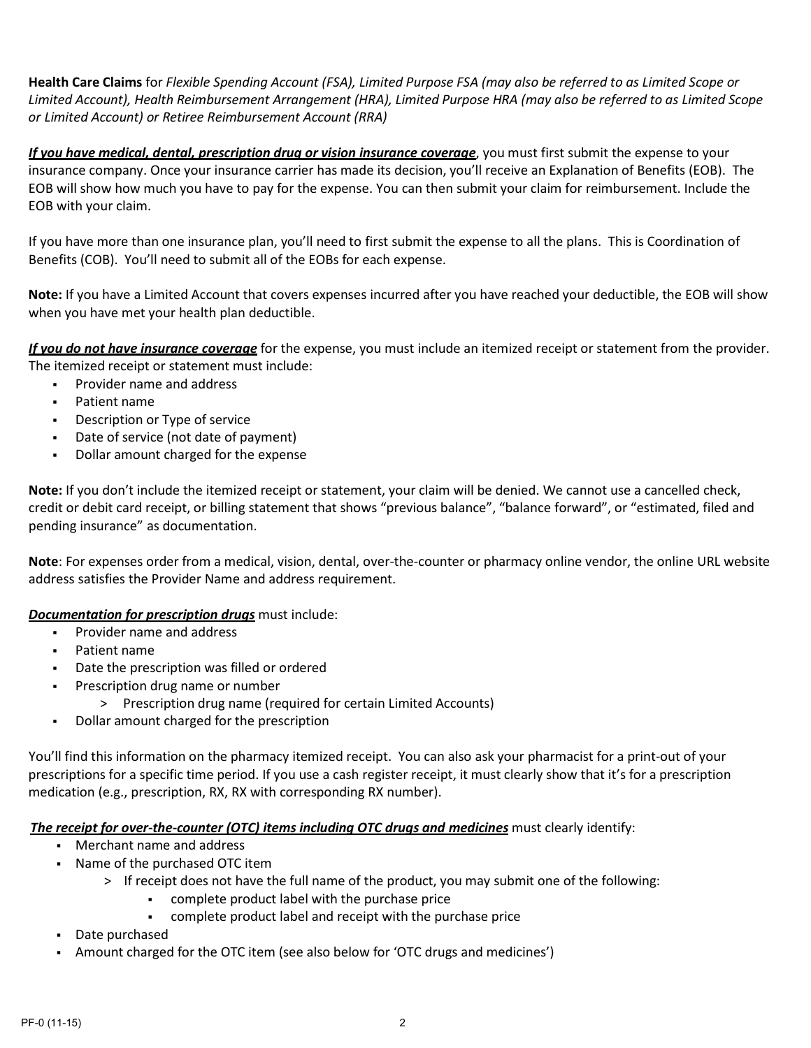**Health Care Claims** for *Flexible Spending Account (FSA), Limited Purpose FSA (may also be referred to as Limited Scope or Limited Account), Health Reimbursement Arrangement (HRA), Limited Purpose HRA (may also be referred to as Limited Scope or Limited Account) or Retiree Reimbursement Account (RRA)*

***If you have medical, dental, prescription drug or vision insurance coverage***, you must first submit the expense to your insurance company. Once your insurance carrier has made its decision, you'll receive an Explanation of Benefits (EOB). The EOB will show how much you have to pay for the expense. You can then submit your claim for reimbursement. Include the EOB with your claim.

If you have more than one insurance plan, you'll need to first submit the expense to all the plans. This is Coordination of Benefits (COB). You'll need to submit all of the EOBs for each expense.

**Note:** If you have a Limited Account that covers expenses incurred after you have reached your deductible, the EOB will show when you have met your health plan deductible.

***If you do not have insurance coverage*** for the expense, you must include an itemized receipt or statement from the provider. The itemized receipt or statement must include:

- Provider name and address
- Patient name
- Description or Type of service
- Date of service (not date of payment)
- Dollar amount charged for the expense

**Note:** If you don't include the itemized receipt or statement, your claim will be denied. We cannot use a cancelled check, credit or debit card receipt, or billing statement that shows "previous balance", "balance forward", or "estimated, filed and pending insurance" as documentation.

**Note**: For expenses order from a medical, vision, dental, over-the-counter or pharmacy online vendor, the online URL website address satisfies the Provider Name and address requirement.

***Documentation for prescription drugs*** must include:

- Provider name and address
- Patient name
- Date the prescription was filled or ordered
- Prescription drug name or number
  - > Prescription drug name (required for certain Limited Accounts)
- Dollar amount charged for the prescription

You'll find this information on the pharmacy itemized receipt. You can also ask your pharmacist for a print-out of your prescriptions for a specific time period. If you use a cash register receipt, it must clearly show that it's for a prescription medication (e.g., prescription, RX, RX with corresponding RX number).

***The receipt for over-the-counter (OTC) items including OTC drugs and medicines*** must clearly identify:

- Merchant name and address
- Name of the purchased OTC item
  - > If receipt does not have the full name of the product, you may submit one of the following:
    - complete product label with the purchase price
    - complete product label and receipt with the purchase price
- Date purchased
- Amount charged for the OTC item (see also below for 'OTC drugs and medicines')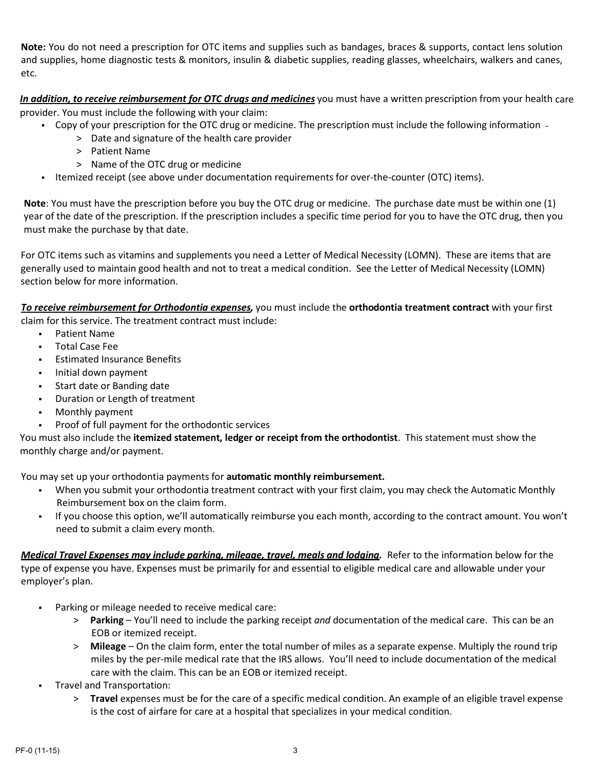**Note:** You do not need a prescription for OTC items and supplies such as bandages, braces & supports, contact lens solution and supplies, home diagnostic tests & monitors, insulin & diabetic supplies, reading glasses, wheelchairs, walkers and canes, etc.

***In addition, to receive reimbursement for OTC drugs and medicines*** you must have a written prescription from your health care provider. You must include the following with your claim:

- Copy of your prescription for the OTC drug or medicine. The prescription must include the following information –
  - Date and signature of the health care provider
  - Patient Name
  - Name of the OTC drug or medicine
- Itemized receipt (see above under documentation requirements for over-the-counter (OTC) items).

**Note**: You must have the prescription before you buy the OTC drug or medicine. The purchase date must be within one (1) year of the date of the prescription. If the prescription includes a specific time period for you to have the OTC drug, then you must make the purchase by that date.

For OTC items such as vitamins and supplements you need a Letter of Medical Necessity (LOMN). These are items that are generally used to maintain good health and not to treat a medical condition. See the Letter of Medical Necessity (LOMN) section below for more information.

***To receive reimbursement for Orthodontia expenses,*** you must include the **orthodontia treatment contract** with your first claim for this service. The treatment contract must include:

- Patient Name
- Total Case Fee
- Estimated Insurance Benefits
- Initial down payment
- Start date or Banding date
- Duration or Length of treatment
- Monthly payment
- Proof of full payment for the orthodontic services

You must also include the **itemized statement, ledger or receipt from the orthodontist**. This statement must show the monthly charge and/or payment.

You may set up your orthodontia payments for **automatic monthly reimbursement.**

- When you submit your orthodontia treatment contract with your first claim, you may check the Automatic Monthly Reimbursement box on the claim form.
- If you choose this option, we'll automatically reimburse you each month, according to the contract amount. You won't need to submit a claim every month.

***Medical Travel Expenses may include parking, mileage, travel, meals and lodging.*** Refer to the information below for the type of expense you have. Expenses must be primarily for and essential to eligible medical care and allowable under your employer's plan.

- Parking or mileage needed to receive medical care:
  - **Parking** – You'll need to include the parking receipt *and* documentation of the medical care. This can be an EOB or itemized receipt.
  - **Mileage** – On the claim form, enter the total number of miles as a separate expense. Multiply the round trip miles by the per-mile medical rate that the IRS allows. You'll need to include documentation of the medical care with the claim. This can be an EOB or itemized receipt.
- Travel and Transportation:
  - **Travel** expenses must be for the care of a specific medical condition. An example of an eligible travel expense is the cost of airfare for care at a hospital that specializes in your medical condition.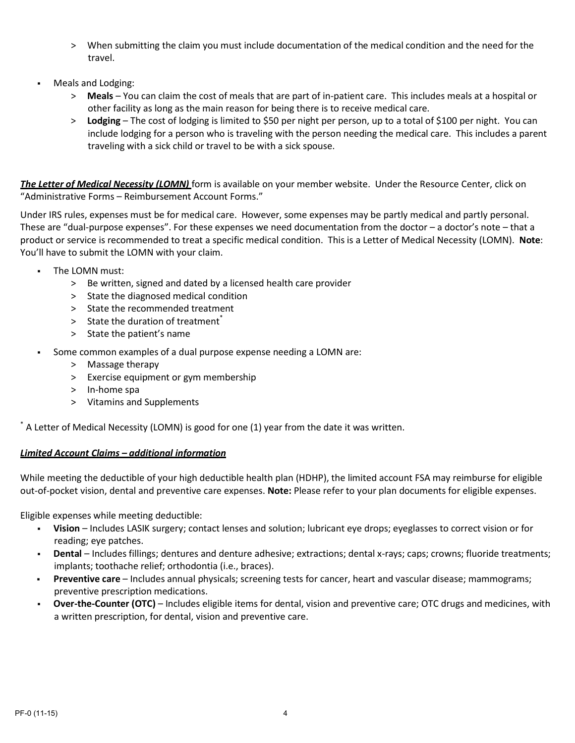- When submitting the claim you must include documentation of the medical condition and the need for the travel.

- Meals and Lodging:
  - **Meals** – You can claim the cost of meals that are part of in-patient care. This includes meals at a hospital or other facility as long as the main reason for being there is to receive medical care.
  - **Lodging** – The cost of lodging is limited to $50 per night per person, up to a total of $100 per night. You can include lodging for a person who is traveling with the person needing the medical care. This includes a parent traveling with a sick child or travel to be with a sick spouse.

***The Letter of Medical Necessity (LOMN)*** form is available on your member website. Under the Resource Center, click on "Administrative Forms – Reimbursement Account Forms."

Under IRS rules, expenses must be for medical care. However, some expenses may be partly medical and partly personal. These are "dual-purpose expenses". For these expenses we need documentation from the doctor – a doctor's note – that a product or service is recommended to treat a specific medical condition. This is a Letter of Medical Necessity (LOMN). **Note**: You'll have to submit the LOMN with your claim.

- The LOMN must:
  - Be written, signed and dated by a licensed health care provider
  - State the diagnosed medical condition
  - State the recommended treatment
  - State the duration of treatment*
  - State the patient's name

- Some common examples of a dual purpose expense needing a LOMN are:
  - Massage therapy
  - Exercise equipment or gym membership
  - In-home spa
  - Vitamins and Supplements

* A Letter of Medical Necessity (LOMN) is good for one (1) year from the date it was written.

***Limited Account Claims – additional information***

While meeting the deductible of your high deductible health plan (HDHP), the limited account FSA may reimburse for eligible out-of-pocket vision, dental and preventive care expenses. **Note:** Please refer to your plan documents for eligible expenses.

Eligible expenses while meeting deductible:

- **Vision** – Includes LASIK surgery; contact lenses and solution; lubricant eye drops; eyeglasses to correct vision or for reading; eye patches.
- **Dental** – Includes fillings; dentures and denture adhesive; extractions; dental x-rays; caps; crowns; fluoride treatments; implants; toothache relief; orthodontia (i.e., braces).
- **Preventive care** – Includes annual physicals; screening tests for cancer, heart and vascular disease; mammograms; preventive prescription medications.
- **Over-the-Counter (OTC)** – Includes eligible items for dental, vision and preventive care; OTC drugs and medicines, with a written prescription, for dental, vision and preventive care.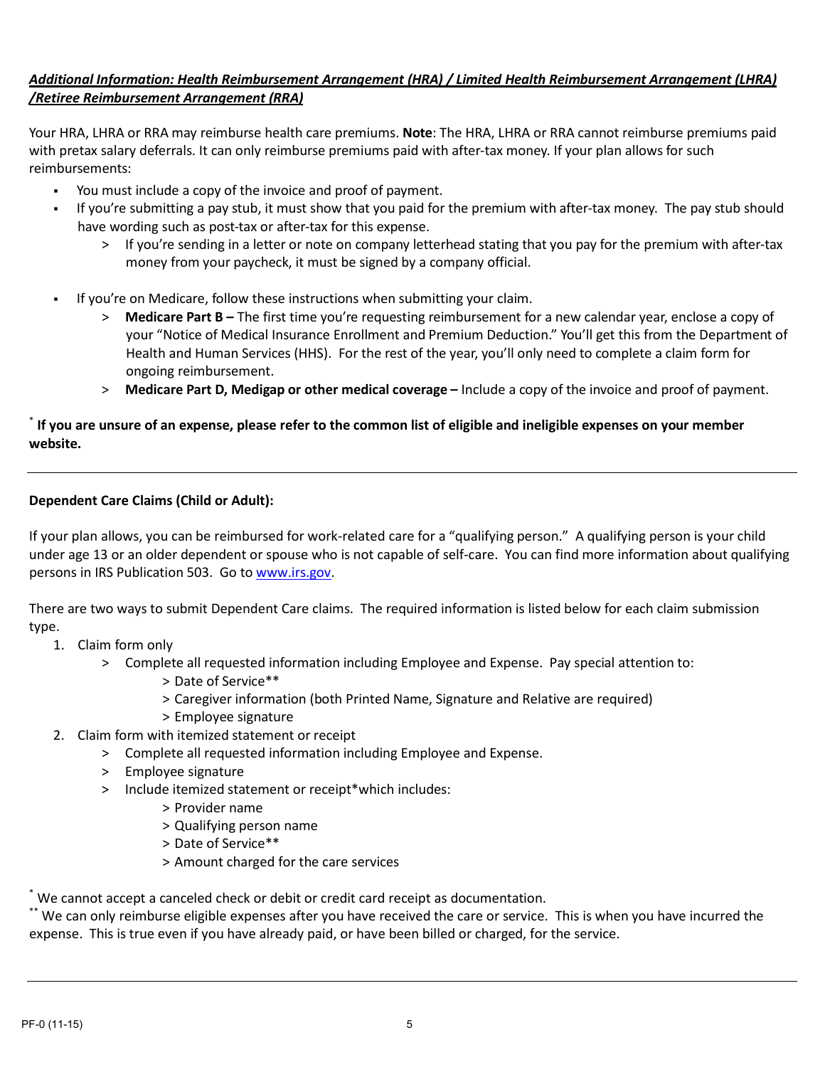***Additional Information: Health Reimbursement Arrangement (HRA) / Limited Health Reimbursement Arrangement (LHRA) /Retiree Reimbursement Arrangement (RRA)***

Your HRA, LHRA or RRA may reimburse health care premiums. **Note**: The HRA, LHRA or RRA cannot reimburse premiums paid with pretax salary deferrals. It can only reimburse premiums paid with after-tax money. If your plan allows for such reimbursements:

- You must include a copy of the invoice and proof of payment.
- If you're submitting a pay stub, it must show that you paid for the premium with after-tax money. The pay stub should have wording such as post-tax or after-tax for this expense.
  - If you're sending in a letter or note on company letterhead stating that you pay for the premium with after-tax money from your paycheck, it must be signed by a company official.
- If you're on Medicare, follow these instructions when submitting your claim.
  - **Medicare Part B –** The first time you're requesting reimbursement for a new calendar year, enclose a copy of your "Notice of Medical Insurance Enrollment and Premium Deduction." You'll get this from the Department of Health and Human Services (HHS). For the rest of the year, you'll only need to complete a claim form for ongoing reimbursement.
  - **Medicare Part D, Medigap or other medical coverage –** Include a copy of the invoice and proof of payment.

[*] **If you are unsure of an expense, please refer to the common list of eligible and ineligible expenses on your member website.**

---

**Dependent Care Claims (Child or Adult):**

If your plan allows, you can be reimbursed for work-related care for a "qualifying person." A qualifying person is your child under age 13 or an older dependent or spouse who is not capable of self-care. You can find more information about qualifying persons in IRS Publication 503. Go to www.irs.gov.

There are two ways to submit Dependent Care claims. The required information is listed below for each claim submission type.

1. Claim form only
   - Complete all requested information including Employee and Expense. Pay special attention to:
     - Date of Service**
     - Caregiver information (both Printed Name, Signature and Relative are required)
     - Employee signature
2. Claim form with itemized statement or receipt
   - Complete all requested information including Employee and Expense.
   - Employee signature
   - Include itemized statement or receipt*which includes:
     - Provider name
     - Qualifying person name
     - Date of Service**
     - Amount charged for the care services

[*] We cannot accept a canceled check or debit or credit card receipt as documentation.
[**] We can only reimburse eligible expenses after you have received the care or service. This is when you have incurred the expense. This is true even if you have already paid, or have been billed or charged, for the service.

---

PF-0 (11-15)